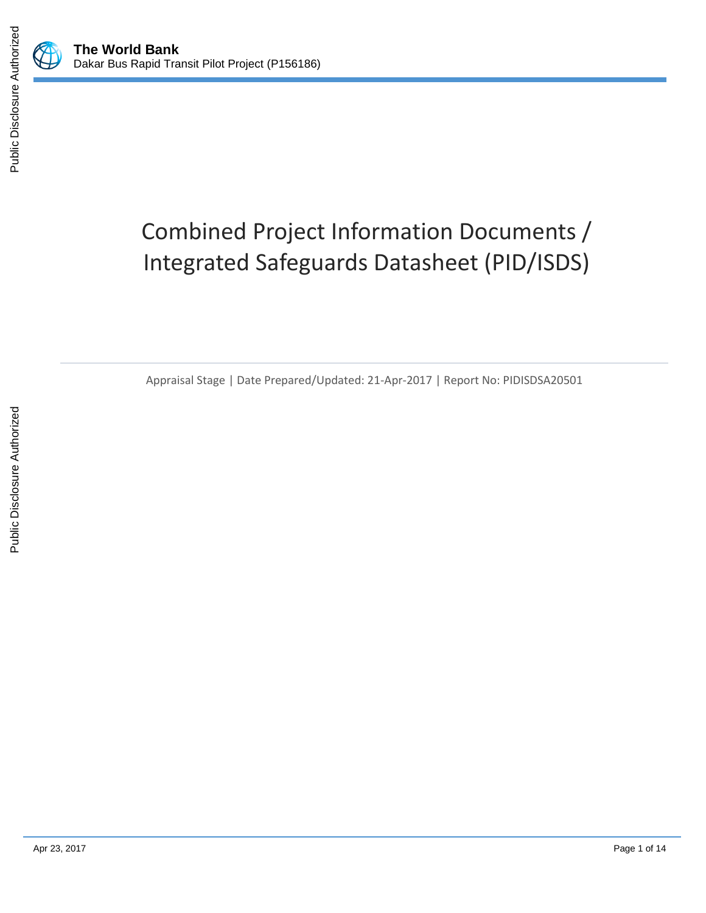**The World Bank**
Dakar Bus Rapid Transit Pilot Project (P156186)

# Combined Project Information Documents / Integrated Safeguards Datasheet (PID/ISDS)

Appraisal Stage | Date Prepared/Updated: 21-Apr-2017 | Report No: PIDISDSA20501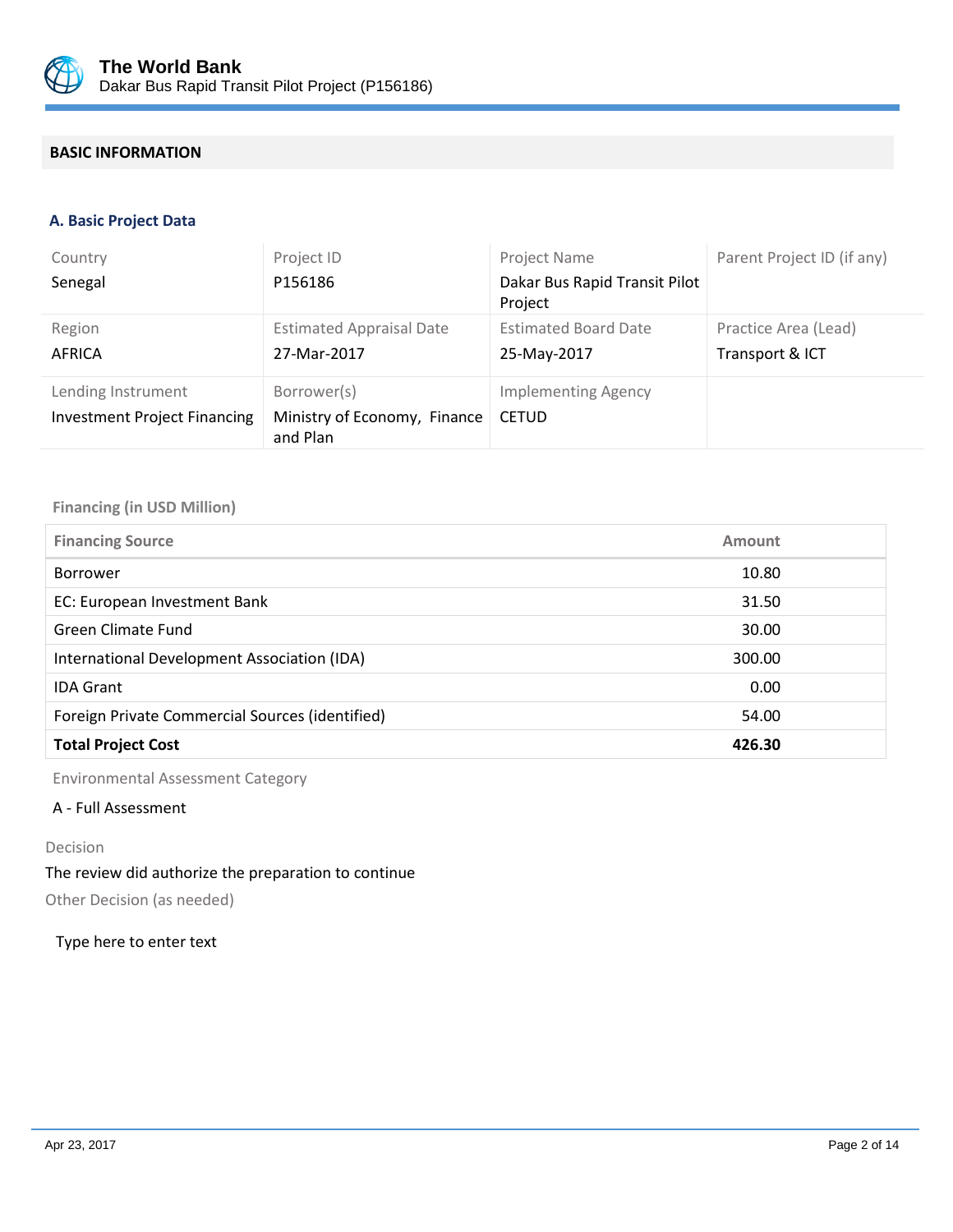## BASIC INFORMATION

### A. Basic Project Data

| Country | Project ID | Project Name | Parent Project ID (if any) |
|---|---|---|---|
| Senegal | P156186 | Dakar Bus Rapid Transit Pilot Project | |
| **Region** | **Estimated Appraisal Date** | **Estimated Board Date** | **Practice Area (Lead)** |
| AFRICA | 27-Mar-2017 | 25-May-2017 | Transport & ICT |
| **Lending Instrument** | **Borrower(s)** | **Implementing Agency** | |
| Investment Project Financing | Ministry of Economy, Finance and Plan | CETUD | |

Financing (in USD Million)

| Financing Source | Amount |
|---|---|
| Borrower | 10.80 |
| EC: European Investment Bank | 31.50 |
| Green Climate Fund | 30.00 |
| International Development Association (IDA) | 300.00 |
| IDA Grant | 0.00 |
| Foreign Private Commercial Sources (identified) | 54.00 |
| **Total Project Cost** | **426.30** |

Environmental Assessment Category

A - Full Assessment

Decision

The review did authorize the preparation to continue

Other Decision (as needed)

Type here to enter text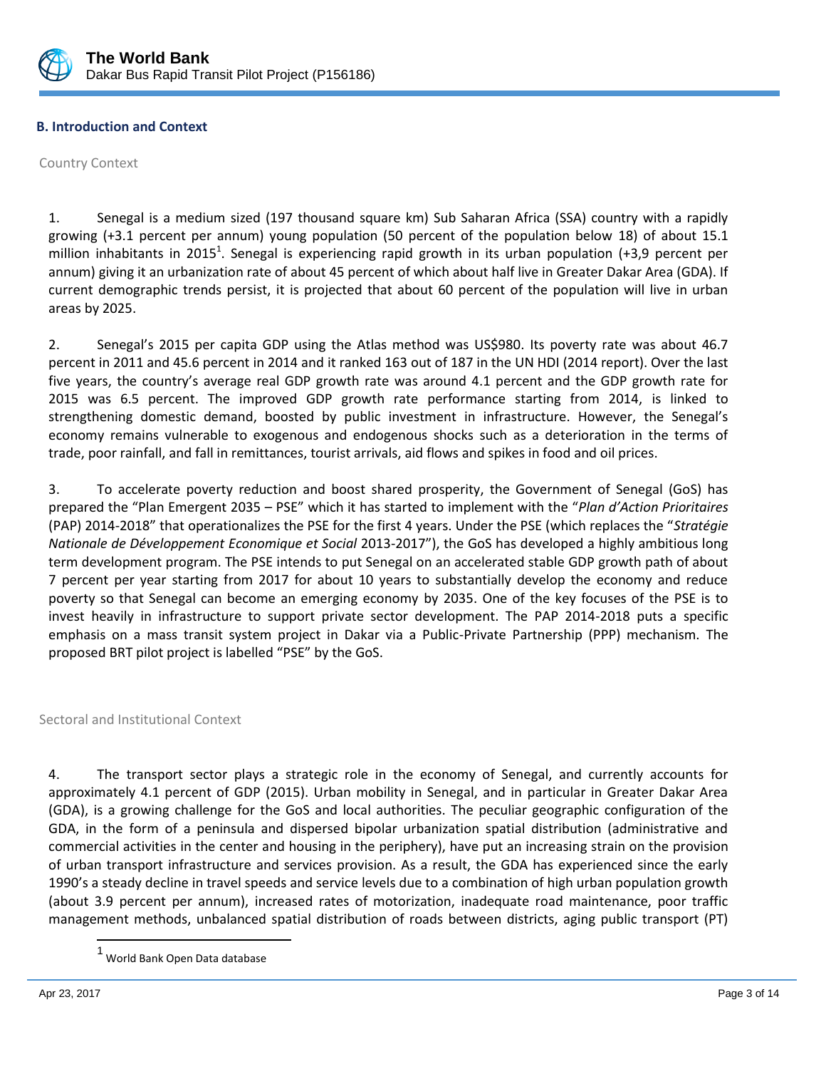## B. Introduction and Context

### Country Context

1. Senegal is a medium sized (197 thousand square km) Sub Saharan Africa (SSA) country with a rapidly growing (+3.1 percent per annum) young population (50 percent of the population below 18) of about 15.1 million inhabitants in 2015[1]. Senegal is experiencing rapid growth in its urban population (+3,9 percent per annum) giving it an urbanization rate of about 45 percent of which about half live in Greater Dakar Area (GDA). If current demographic trends persist, it is projected that about 60 percent of the population will live in urban areas by 2025.

2. Senegal's 2015 per capita GDP using the Atlas method was US$980. Its poverty rate was about 46.7 percent in 2011 and 45.6 percent in 2014 and it ranked 163 out of 187 in the UN HDI (2014 report). Over the last five years, the country's average real GDP growth rate was around 4.1 percent and the GDP growth rate for 2015 was 6.5 percent. The improved GDP growth rate performance starting from 2014, is linked to strengthening domestic demand, boosted by public investment in infrastructure. However, the Senegal's economy remains vulnerable to exogenous and endogenous shocks such as a deterioration in the terms of trade, poor rainfall, and fall in remittances, tourist arrivals, aid flows and spikes in food and oil prices.

3. To accelerate poverty reduction and boost shared prosperity, the Government of Senegal (GoS) has prepared the "Plan Emergent 2035 – PSE" which it has started to implement with the "*Plan d'Action Prioritaires* (PAP) 2014-2018" that operationalizes the PSE for the first 4 years. Under the PSE (which replaces the "*Stratégie Nationale de Développement Economique et Social* 2013-2017"), the GoS has developed a highly ambitious long term development program. The PSE intends to put Senegal on an accelerated stable GDP growth path of about 7 percent per year starting from 2017 for about 10 years to substantially develop the economy and reduce poverty so that Senegal can become an emerging economy by 2035. One of the key focuses of the PSE is to invest heavily in infrastructure to support private sector development. The PAP 2014-2018 puts a specific emphasis on a mass transit system project in Dakar via a Public-Private Partnership (PPP) mechanism. The proposed BRT pilot project is labelled "PSE" by the GoS.

### Sectoral and Institutional Context

4. The transport sector plays a strategic role in the economy of Senegal, and currently accounts for approximately 4.1 percent of GDP (2015). Urban mobility in Senegal, and in particular in Greater Dakar Area (GDA), is a growing challenge for the GoS and local authorities. The peculiar geographic configuration of the GDA, in the form of a peninsula and dispersed bipolar urbanization spatial distribution (administrative and commercial activities in the center and housing in the periphery), have put an increasing strain on the provision of urban transport infrastructure and services provision. As a result, the GDA has experienced since the early 1990's a steady decline in travel speeds and service levels due to a combination of high urban population growth (about 3.9 percent per annum), increased rates of motorization, inadequate road maintenance, poor traffic management methods, unbalanced spatial distribution of roads between districts, aging public transport (PT)

[1] World Bank Open Data database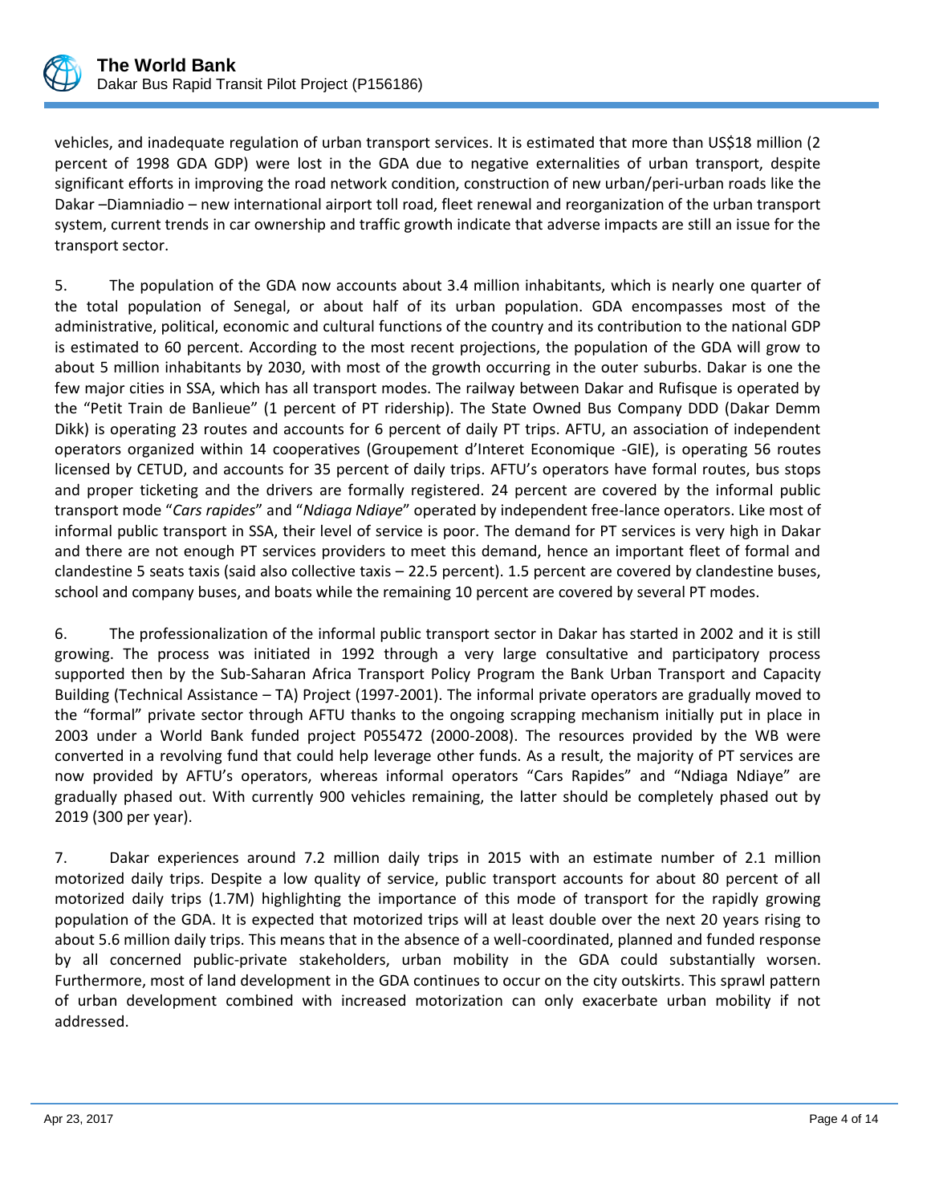vehicles, and inadequate regulation of urban transport services. It is estimated that more than US$18 million (2 percent of 1998 GDA GDP) were lost in the GDA due to negative externalities of urban transport, despite significant efforts in improving the road network condition, construction of new urban/peri-urban roads like the Dakar –Diamniadio – new international airport toll road, fleet renewal and reorganization of the urban transport system, current trends in car ownership and traffic growth indicate that adverse impacts are still an issue for the transport sector.

5. The population of the GDA now accounts about 3.4 million inhabitants, which is nearly one quarter of the total population of Senegal, or about half of its urban population. GDA encompasses most of the administrative, political, economic and cultural functions of the country and its contribution to the national GDP is estimated to 60 percent. According to the most recent projections, the population of the GDA will grow to about 5 million inhabitants by 2030, with most of the growth occurring in the outer suburbs. Dakar is one the few major cities in SSA, which has all transport modes. The railway between Dakar and Rufisque is operated by the "Petit Train de Banlieue" (1 percent of PT ridership). The State Owned Bus Company DDD (Dakar Demm Dikk) is operating 23 routes and accounts for 6 percent of daily PT trips. AFTU, an association of independent operators organized within 14 cooperatives (Groupement d'Interet Economique -GIE), is operating 56 routes licensed by CETUD, and accounts for 35 percent of daily trips. AFTU's operators have formal routes, bus stops and proper ticketing and the drivers are formally registered. 24 percent are covered by the informal public transport mode "*Cars rapides*" and "*Ndiaga Ndiaye*" operated by independent free-lance operators. Like most of informal public transport in SSA, their level of service is poor. The demand for PT services is very high in Dakar and there are not enough PT services providers to meet this demand, hence an important fleet of formal and clandestine 5 seats taxis (said also collective taxis – 22.5 percent). 1.5 percent are covered by clandestine buses, school and company buses, and boats while the remaining 10 percent are covered by several PT modes.

6. The professionalization of the informal public transport sector in Dakar has started in 2002 and it is still growing. The process was initiated in 1992 through a very large consultative and participatory process supported then by the Sub-Saharan Africa Transport Policy Program the Bank Urban Transport and Capacity Building (Technical Assistance – TA) Project (1997-2001). The informal private operators are gradually moved to the "formal" private sector through AFTU thanks to the ongoing scrapping mechanism initially put in place in 2003 under a World Bank funded project P055472 (2000-2008). The resources provided by the WB were converted in a revolving fund that could help leverage other funds. As a result, the majority of PT services are now provided by AFTU's operators, whereas informal operators "Cars Rapides" and "Ndiaga Ndiaye" are gradually phased out. With currently 900 vehicles remaining, the latter should be completely phased out by 2019 (300 per year).

7. Dakar experiences around 7.2 million daily trips in 2015 with an estimate number of 2.1 million motorized daily trips. Despite a low quality of service, public transport accounts for about 80 percent of all motorized daily trips (1.7M) highlighting the importance of this mode of transport for the rapidly growing population of the GDA. It is expected that motorized trips will at least double over the next 20 years rising to about 5.6 million daily trips. This means that in the absence of a well-coordinated, planned and funded response by all concerned public-private stakeholders, urban mobility in the GDA could substantially worsen. Furthermore, most of land development in the GDA continues to occur on the city outskirts. This sprawl pattern of urban development combined with increased motorization can only exacerbate urban mobility if not addressed.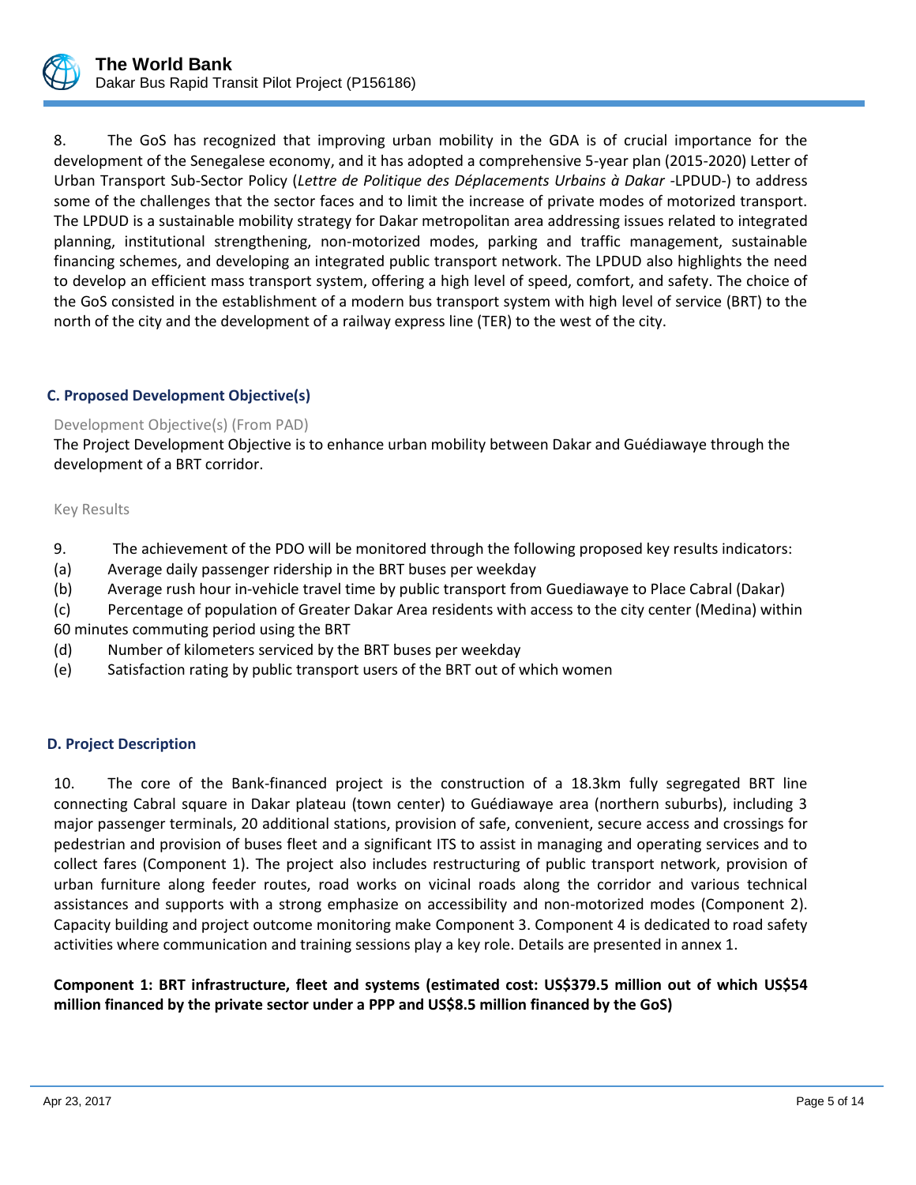8. The GoS has recognized that improving urban mobility in the GDA is of crucial importance for the development of the Senegalese economy, and it has adopted a comprehensive 5-year plan (2015-2020) Letter of Urban Transport Sub-Sector Policy (*Lettre de Politique des Déplacements Urbains à Dakar* -LPDUD-) to address some of the challenges that the sector faces and to limit the increase of private modes of motorized transport. The LPDUD is a sustainable mobility strategy for Dakar metropolitan area addressing issues related to integrated planning, institutional strengthening, non-motorized modes, parking and traffic management, sustainable financing schemes, and developing an integrated public transport network. The LPDUD also highlights the need to develop an efficient mass transport system, offering a high level of speed, comfort, and safety. The choice of the GoS consisted in the establishment of a modern bus transport system with high level of service (BRT) to the north of the city and the development of a railway express line (TER) to the west of the city.

### C. Proposed Development Objective(s)

Development Objective(s) (From PAD)

The Project Development Objective is to enhance urban mobility between Dakar and Guédiawaye through the development of a BRT corridor.

Key Results

9. The achievement of the PDO will be monitored through the following proposed key results indicators:

(a) Average daily passenger ridership in the BRT buses per weekday

(b) Average rush hour in-vehicle travel time by public transport from Guediawaye to Place Cabral (Dakar)

(c) Percentage of population of Greater Dakar Area residents with access to the city center (Medina) within 60 minutes commuting period using the BRT

(d) Number of kilometers serviced by the BRT buses per weekday

(e) Satisfaction rating by public transport users of the BRT out of which women

### D. Project Description

10. The core of the Bank-financed project is the construction of a 18.3km fully segregated BRT line connecting Cabral square in Dakar plateau (town center) to Guédiawaye area (northern suburbs), including 3 major passenger terminals, 20 additional stations, provision of safe, convenient, secure access and crossings for pedestrian and provision of buses fleet and a significant ITS to assist in managing and operating services and to collect fares (Component 1). The project also includes restructuring of public transport network, provision of urban furniture along feeder routes, road works on vicinal roads along the corridor and various technical assistances and supports with a strong emphasize on accessibility and non-motorized modes (Component 2). Capacity building and project outcome monitoring make Component 3. Component 4 is dedicated to road safety activities where communication and training sessions play a key role. Details are presented in annex 1.

**Component 1: BRT infrastructure, fleet and systems (estimated cost: US$379.5 million out of which US$54 million financed by the private sector under a PPP and US$8.5 million financed by the GoS)**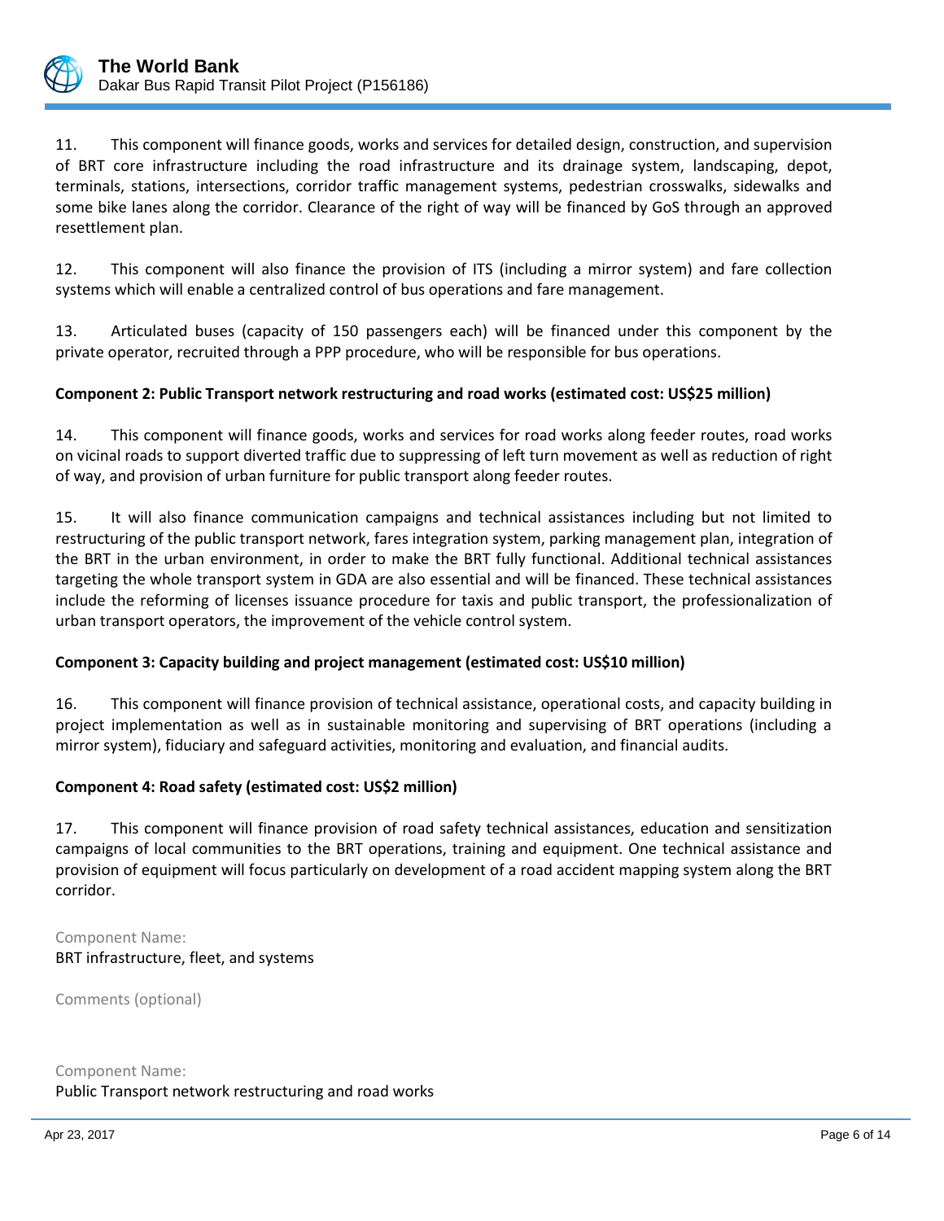11. This component will finance goods, works and services for detailed design, construction, and supervision of BRT core infrastructure including the road infrastructure and its drainage system, landscaping, depot, terminals, stations, intersections, corridor traffic management systems, pedestrian crosswalks, sidewalks and some bike lanes along the corridor. Clearance of the right of way will be financed by GoS through an approved resettlement plan.

12. This component will also finance the provision of ITS (including a mirror system) and fare collection systems which will enable a centralized control of bus operations and fare management.

13. Articulated buses (capacity of 150 passengers each) will be financed under this component by the private operator, recruited through a PPP procedure, who will be responsible for bus operations.

**Component 2: Public Transport network restructuring and road works (estimated cost: US$25 million)**

14. This component will finance goods, works and services for road works along feeder routes, road works on vicinal roads to support diverted traffic due to suppressing of left turn movement as well as reduction of right of way, and provision of urban furniture for public transport along feeder routes.

15. It will also finance communication campaigns and technical assistances including but not limited to restructuring of the public transport network, fares integration system, parking management plan, integration of the BRT in the urban environment, in order to make the BRT fully functional. Additional technical assistances targeting the whole transport system in GDA are also essential and will be financed. These technical assistances include the reforming of licenses issuance procedure for taxis and public transport, the professionalization of urban transport operators, the improvement of the vehicle control system.

**Component 3: Capacity building and project management (estimated cost: US$10 million)**

16. This component will finance provision of technical assistance, operational costs, and capacity building in project implementation as well as in sustainable monitoring and supervising of BRT operations (including a mirror system), fiduciary and safeguard activities, monitoring and evaluation, and financial audits.

**Component 4: Road safety (estimated cost: US$2 million)**

17. This component will finance provision of road safety technical assistances, education and sensitization campaigns of local communities to the BRT operations, training and equipment. One technical assistance and provision of equipment will focus particularly on development of a road accident mapping system along the BRT corridor.

Component Name:
BRT infrastructure, fleet, and systems

Comments (optional)

Component Name:
Public Transport network restructuring and road works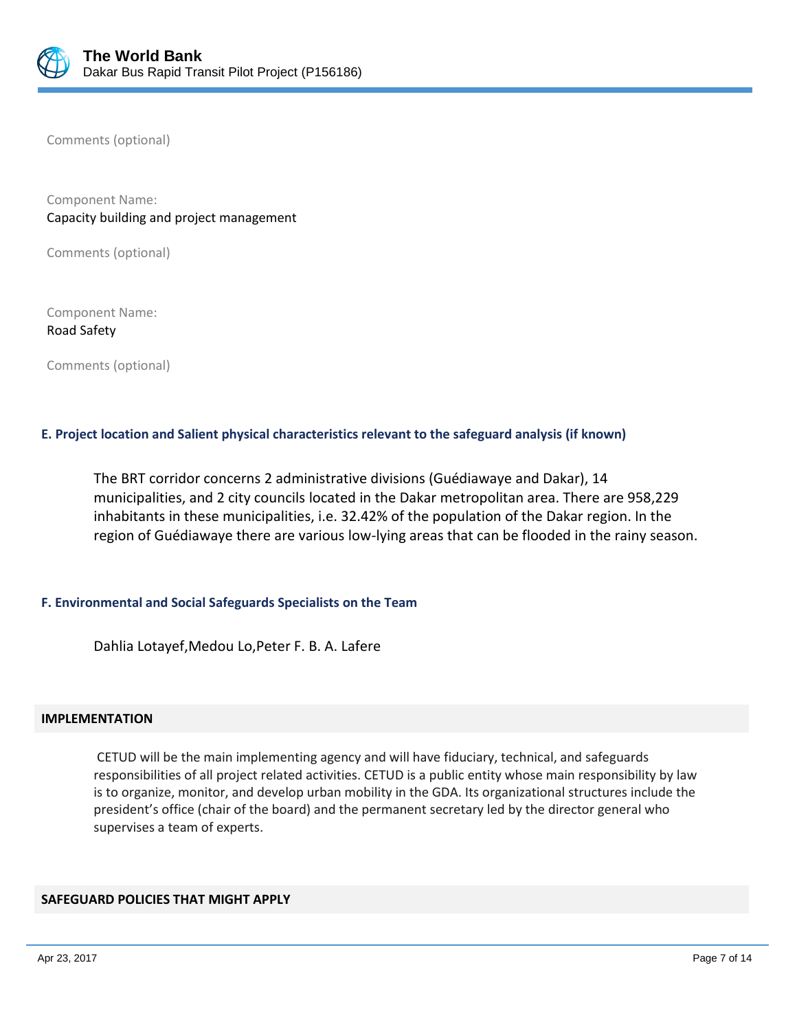Comments (optional)

Component Name:
Capacity building and project management

Comments (optional)

Component Name:
Road Safety

Comments (optional)

### E. Project location and Salient physical characteristics relevant to the safeguard analysis (if known)

The BRT corridor concerns 2 administrative divisions (Guédiawaye and Dakar), 14 municipalities, and 2 city councils located in the Dakar metropolitan area. There are 958,229 inhabitants in these municipalities, i.e. 32.42% of the population of the Dakar region. In the region of Guédiawaye there are various low-lying areas that can be flooded in the rainy season.

### F. Environmental and Social Safeguards Specialists on the Team

Dahlia Lotayef,Medou Lo,Peter F. B. A. Lafere

## IMPLEMENTATION

CETUD will be the main implementing agency and will have fiduciary, technical, and safeguards responsibilities of all project related activities. CETUD is a public entity whose main responsibility by law is to organize, monitor, and develop urban mobility in the GDA. Its organizational structures include the president's office (chair of the board) and the permanent secretary led by the director general who supervises a team of experts.

## SAFEGUARD POLICIES THAT MIGHT APPLY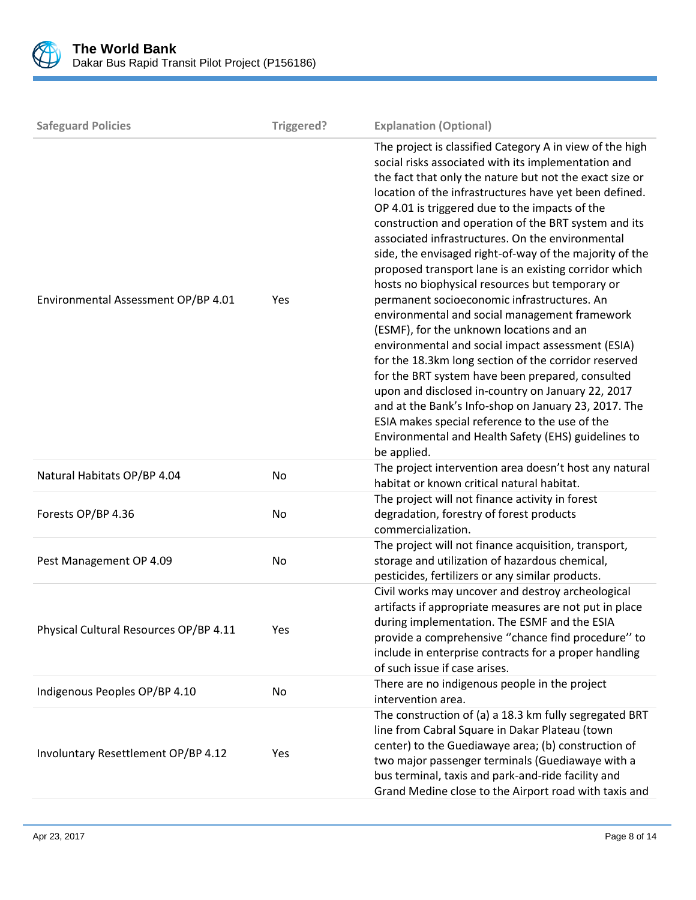| Safeguard Policies | Triggered? | Explanation (Optional) |
|---|---|---|
| Environmental Assessment OP/BP 4.01 | Yes | The project is classified Category A in view of the high social risks associated with its implementation and the fact that only the nature but not the exact size or location of the infrastructures have yet been defined. OP 4.01 is triggered due to the impacts of the construction and operation of the BRT system and its associated infrastructures. On the environmental side, the envisaged right-of-way of the majority of the proposed transport lane is an existing corridor which hosts no biophysical resources but temporary or permanent socioeconomic infrastructures. An environmental and social management framework (ESMF), for the unknown locations and an environmental and social impact assessment (ESIA) for the 18.3km long section of the corridor reserved for the BRT system have been prepared, consulted upon and disclosed in-country on January 22, 2017 and at the Bank's Info-shop on January 23, 2017. The ESIA makes special reference to the use of the Environmental and Health Safety (EHS) guidelines to be applied. |
| Natural Habitats OP/BP 4.04 | No | The project intervention area doesn't host any natural habitat or known critical natural habitat. |
| Forests OP/BP 4.36 | No | The project will not finance activity in forest degradation, forestry of forest products commercialization. |
| Pest Management OP 4.09 | No | The project will not finance acquisition, transport, storage and utilization of hazardous chemical, pesticides, fertilizers or any similar products. |
| Physical Cultural Resources OP/BP 4.11 | Yes | Civil works may uncover and destroy archeological artifacts if appropriate measures are not put in place during implementation. The ESMF and the ESIA provide a comprehensive ''chance find procedure'' to include in enterprise contracts for a proper handling of such issue if case arises. |
| Indigenous Peoples OP/BP 4.10 | No | There are no indigenous people in the project intervention area. |
| Involuntary Resettlement OP/BP 4.12 | Yes | The construction of (a) a 18.3 km fully segregated BRT line from Cabral Square in Dakar Plateau (town center) to the Guediawaye area; (b) construction of two major passenger terminals (Guediawaye with a bus terminal, taxis and park-and-ride facility and Grand Medine close to the Airport road with taxis and |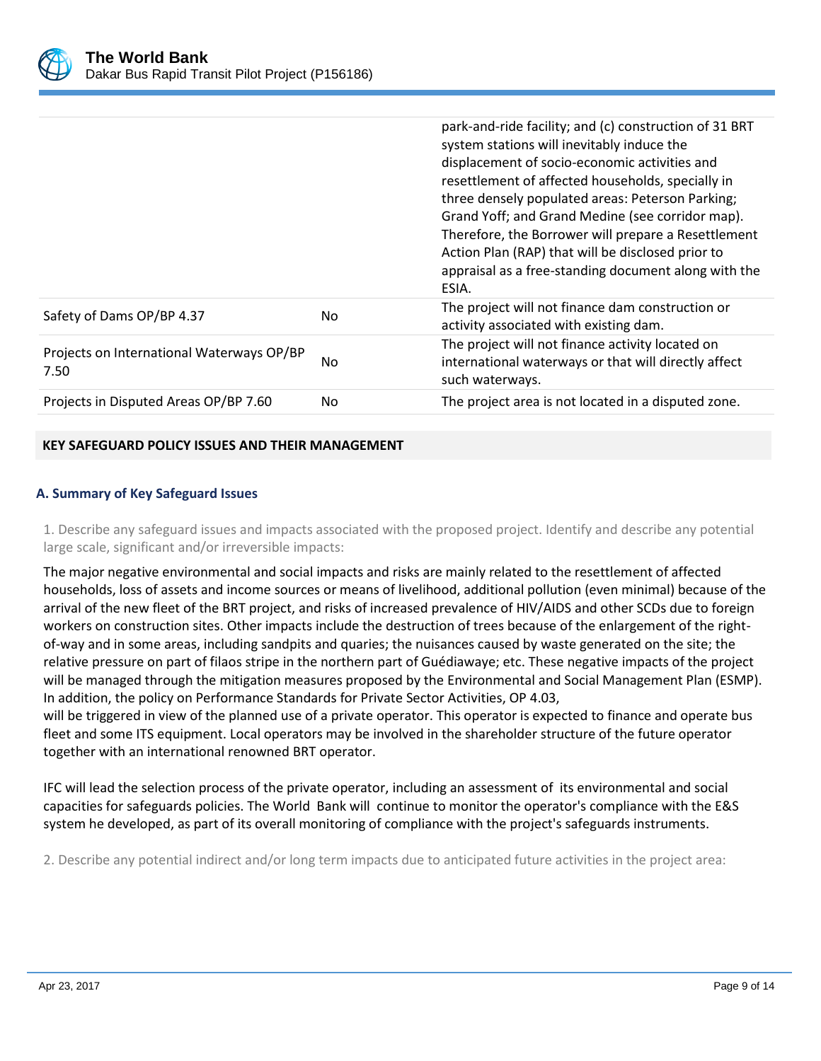| | | |
|---|---|---|
| | | park-and-ride facility; and (c) construction of 31 BRT system stations will inevitably induce the displacement of socio-economic activities and resettlement of affected households, specially in three densely populated areas: Peterson Parking; Grand Yoff; and Grand Medine (see corridor map). Therefore, the Borrower will prepare a Resettlement Action Plan (RAP) that will be disclosed prior to appraisal as a free-standing document along with the ESIA. |
| Safety of Dams OP/BP 4.37 | No | The project will not finance dam construction or activity associated with existing dam. |
| Projects on International Waterways OP/BP 7.50 | No | The project will not finance activity located on international waterways or that will directly affect such waterways. |
| Projects in Disputed Areas OP/BP 7.60 | No | The project area is not located in a disputed zone. |

**KEY SAFEGUARD POLICY ISSUES AND THEIR MANAGEMENT**

### A. Summary of Key Safeguard Issues

1. Describe any safeguard issues and impacts associated with the proposed project. Identify and describe any potential large scale, significant and/or irreversible impacts:

The major negative environmental and social impacts and risks are mainly related to the resettlement of affected households, loss of assets and income sources or means of livelihood, additional pollution (even minimal) because of the arrival of the new fleet of the BRT project, and risks of increased prevalence of HIV/AIDS and other SCDs due to foreign workers on construction sites. Other impacts include the destruction of trees because of the enlargement of the right-of-way and in some areas, including sandpits and quaries; the nuisances caused by waste generated on the site; the relative pressure on part of filaos stripe in the northern part of Guédiawaye; etc. These negative impacts of the project will be managed through the mitigation measures proposed by the Environmental and Social Management Plan (ESMP). In addition, the policy on Performance Standards for Private Sector Activities, OP 4.03,
will be triggered in view of the planned use of a private operator. This operator is expected to finance and operate bus fleet and some ITS equipment. Local operators may be involved in the shareholder structure of the future operator together with an international renowned BRT operator.

IFC will lead the selection process of the private operator, including an assessment of its environmental and social capacities for safeguards policies. The World Bank will continue to monitor the operator's compliance with the E&S system he developed, as part of its overall monitoring of compliance with the project's safeguards instruments.

2. Describe any potential indirect and/or long term impacts due to anticipated future activities in the project area: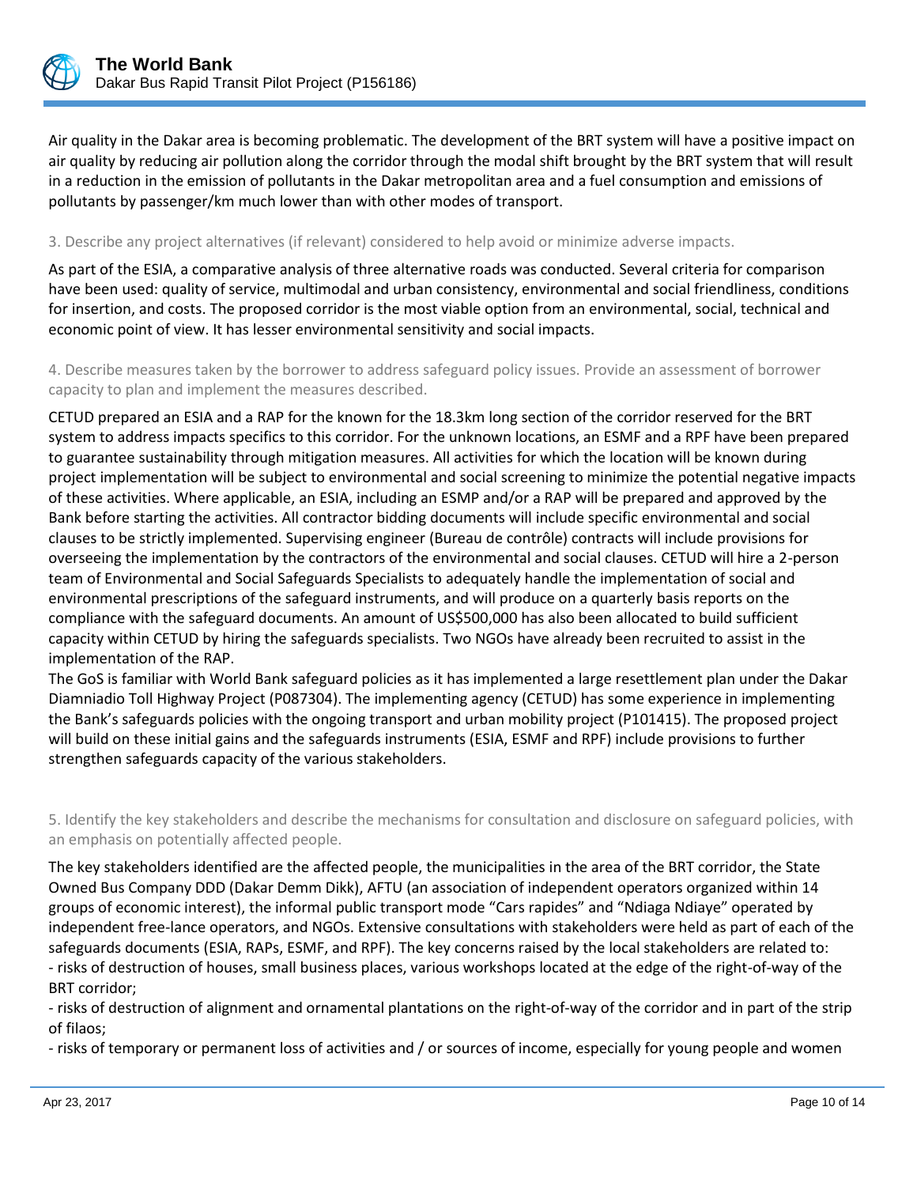Air quality in the Dakar area is becoming problematic. The development of the BRT system will have a positive impact on air quality by reducing air pollution along the corridor through the modal shift brought by the BRT system that will result in a reduction in the emission of pollutants in the Dakar metropolitan area and a fuel consumption and emissions of pollutants by passenger/km much lower than with other modes of transport.

3. Describe any project alternatives (if relevant) considered to help avoid or minimize adverse impacts.

As part of the ESIA, a comparative analysis of three alternative roads was conducted. Several criteria for comparison have been used: quality of service, multimodal and urban consistency, environmental and social friendliness, conditions for insertion, and costs. The proposed corridor is the most viable option from an environmental, social, technical and economic point of view. It has lesser environmental sensitivity and social impacts.

4. Describe measures taken by the borrower to address safeguard policy issues. Provide an assessment of borrower capacity to plan and implement the measures described.

CETUD prepared an ESIA and a RAP for the known for the 18.3km long section of the corridor reserved for the BRT system to address impacts specifics to this corridor. For the unknown locations, an ESMF and a RPF have been prepared to guarantee sustainability through mitigation measures. All activities for which the location will be known during project implementation will be subject to environmental and social screening to minimize the potential negative impacts of these activities. Where applicable, an ESIA, including an ESMP and/or a RAP will be prepared and approved by the Bank before starting the activities. All contractor bidding documents will include specific environmental and social clauses to be strictly implemented. Supervising engineer (Bureau de contrôle) contracts will include provisions for overseeing the implementation by the contractors of the environmental and social clauses. CETUD will hire a 2-person team of Environmental and Social Safeguards Specialists to adequately handle the implementation of social and environmental prescriptions of the safeguard instruments, and will produce on a quarterly basis reports on the compliance with the safeguard documents. An amount of US$500,000 has also been allocated to build sufficient capacity within CETUD by hiring the safeguards specialists. Two NGOs have already been recruited to assist in the implementation of the RAP.

The GoS is familiar with World Bank safeguard policies as it has implemented a large resettlement plan under the Dakar Diamniadio Toll Highway Project (P087304). The implementing agency (CETUD) has some experience in implementing the Bank's safeguards policies with the ongoing transport and urban mobility project (P101415). The proposed project will build on these initial gains and the safeguards instruments (ESIA, ESMF and RPF) include provisions to further strengthen safeguards capacity of the various stakeholders.

5. Identify the key stakeholders and describe the mechanisms for consultation and disclosure on safeguard policies, with an emphasis on potentially affected people.

The key stakeholders identified are the affected people, the municipalities in the area of the BRT corridor, the State Owned Bus Company DDD (Dakar Demm Dikk), AFTU (an association of independent operators organized within 14 groups of economic interest), the informal public transport mode "Cars rapides" and "Ndiaga Ndiaye" operated by independent free-lance operators, and NGOs. Extensive consultations with stakeholders were held as part of each of the safeguards documents (ESIA, RAPs, ESMF, and RPF). The key concerns raised by the local stakeholders are related to:

- risks of destruction of houses, small business places, various workshops located at the edge of the right-of-way of the BRT corridor;
- risks of destruction of alignment and ornamental plantations on the right-of-way of the corridor and in part of the strip of filaos;
- risks of temporary or permanent loss of activities and / or sources of income, especially for young people and women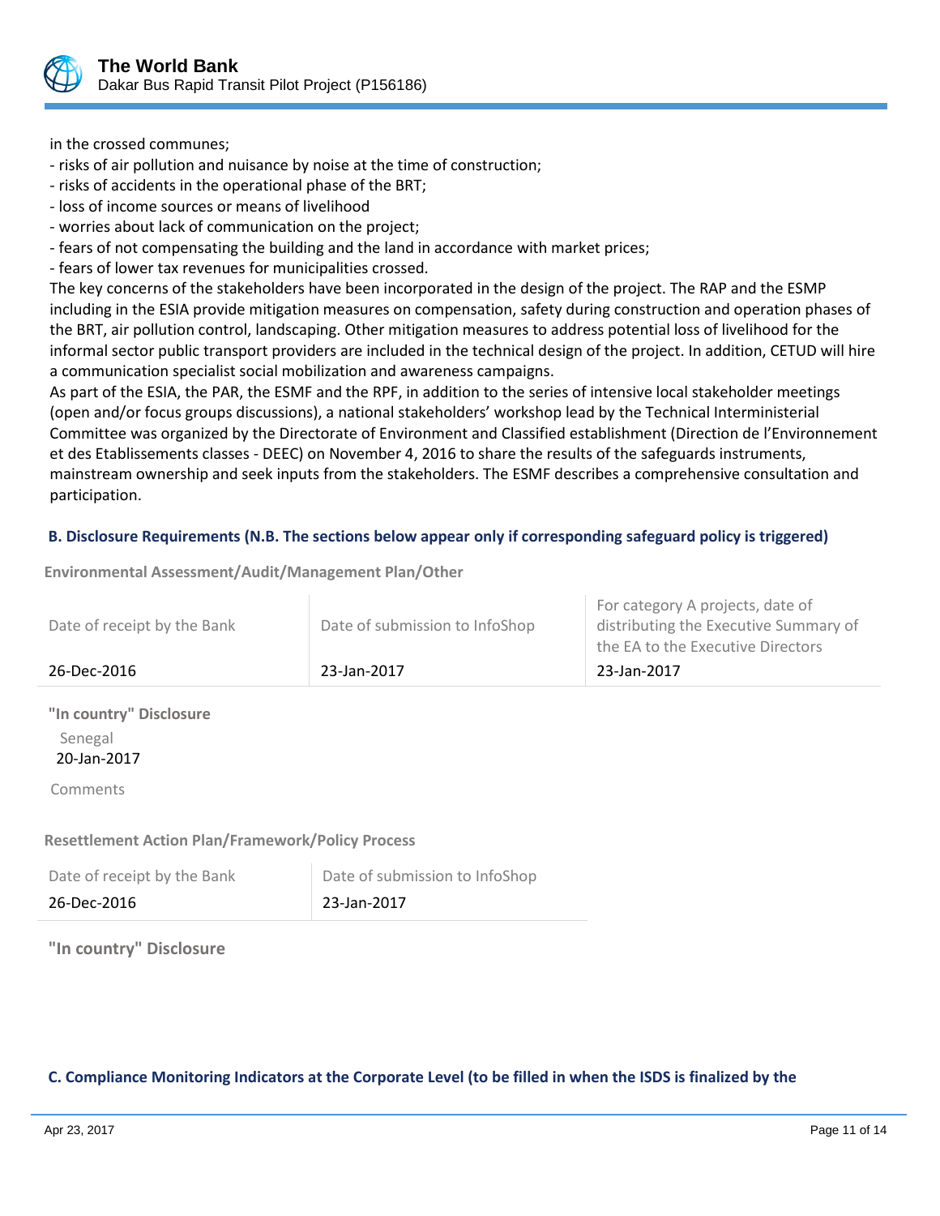in the crossed communes;
- risks of air pollution and nuisance by noise at the time of construction;
- risks of accidents in the operational phase of the BRT;
- loss of income sources or means of livelihood
- worries about lack of communication on the project;
- fears of not compensating the building and the land in accordance with market prices;
- fears of lower tax revenues for municipalities crossed.

The key concerns of the stakeholders have been incorporated in the design of the project. The RAP and the ESMP including in the ESIA provide mitigation measures on compensation, safety during construction and operation phases of the BRT, air pollution control, landscaping. Other mitigation measures to address potential loss of livelihood for the informal sector public transport providers are included in the technical design of the project. In addition, CETUD will hire a communication specialist social mobilization and awareness campaigns.

As part of the ESIA, the PAR, the ESMF and the RPF, in addition to the series of intensive local stakeholder meetings (open and/or focus groups discussions), a national stakeholders' workshop lead by the Technical Interministerial Committee was organized by the Directorate of Environment and Classified establishment (Direction de l'Environnement et des Etablissements classes - DEEC) on November 4, 2016 to share the results of the safeguards instruments, mainstream ownership and seek inputs from the stakeholders. The ESMF describes a comprehensive consultation and participation.

### B. Disclosure Requirements (N.B. The sections below appear only if corresponding safeguard policy is triggered)

**Environmental Assessment/Audit/Management Plan/Other**

| Date of receipt by the Bank | Date of submission to InfoShop | For category A projects, date of distributing the Executive Summary of the EA to the Executive Directors |
|---|---|---|
| 26-Dec-2016 | 23-Jan-2017 | 23-Jan-2017 |

**"In country" Disclosure**

Senegal
20-Jan-2017

Comments

**Resettlement Action Plan/Framework/Policy Process**

| Date of receipt by the Bank | Date of submission to InfoShop |
|---|---|
| 26-Dec-2016 | 23-Jan-2017 |

**"In country" Disclosure**

### C. Compliance Monitoring Indicators at the Corporate Level (to be filled in when the ISDS is finalized by the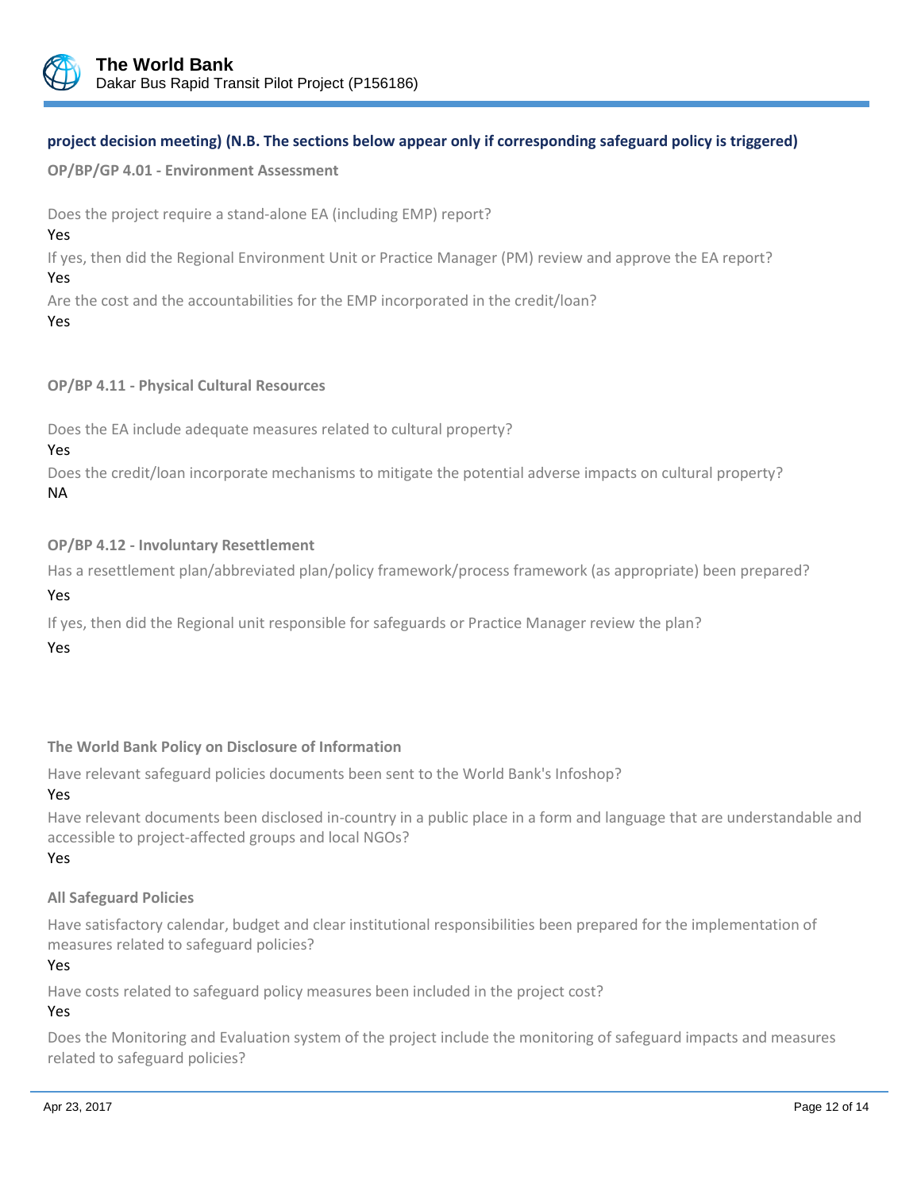**project decision meeting) (N.B. The sections below appear only if corresponding safeguard policy is triggered)**

**OP/BP/GP 4.01 - Environment Assessment**

Does the project require a stand-alone EA (including EMP) report?

Yes

If yes, then did the Regional Environment Unit or Practice Manager (PM) review and approve the EA report?

Yes

Are the cost and the accountabilities for the EMP incorporated in the credit/loan?

Yes

**OP/BP 4.11 - Physical Cultural Resources**

Does the EA include adequate measures related to cultural property?

Yes

Does the credit/loan incorporate mechanisms to mitigate the potential adverse impacts on cultural property?

NA

**OP/BP 4.12 - Involuntary Resettlement**

Has a resettlement plan/abbreviated plan/policy framework/process framework (as appropriate) been prepared?

Yes

If yes, then did the Regional unit responsible for safeguards or Practice Manager review the plan?

Yes

**The World Bank Policy on Disclosure of Information**

Have relevant safeguard policies documents been sent to the World Bank's Infoshop?

Yes

Have relevant documents been disclosed in-country in a public place in a form and language that are understandable and accessible to project-affected groups and local NGOs?

Yes

**All Safeguard Policies**

Have satisfactory calendar, budget and clear institutional responsibilities been prepared for the implementation of measures related to safeguard policies?

Yes

Have costs related to safeguard policy measures been included in the project cost?

Yes

Does the Monitoring and Evaluation system of the project include the monitoring of safeguard impacts and measures related to safeguard policies?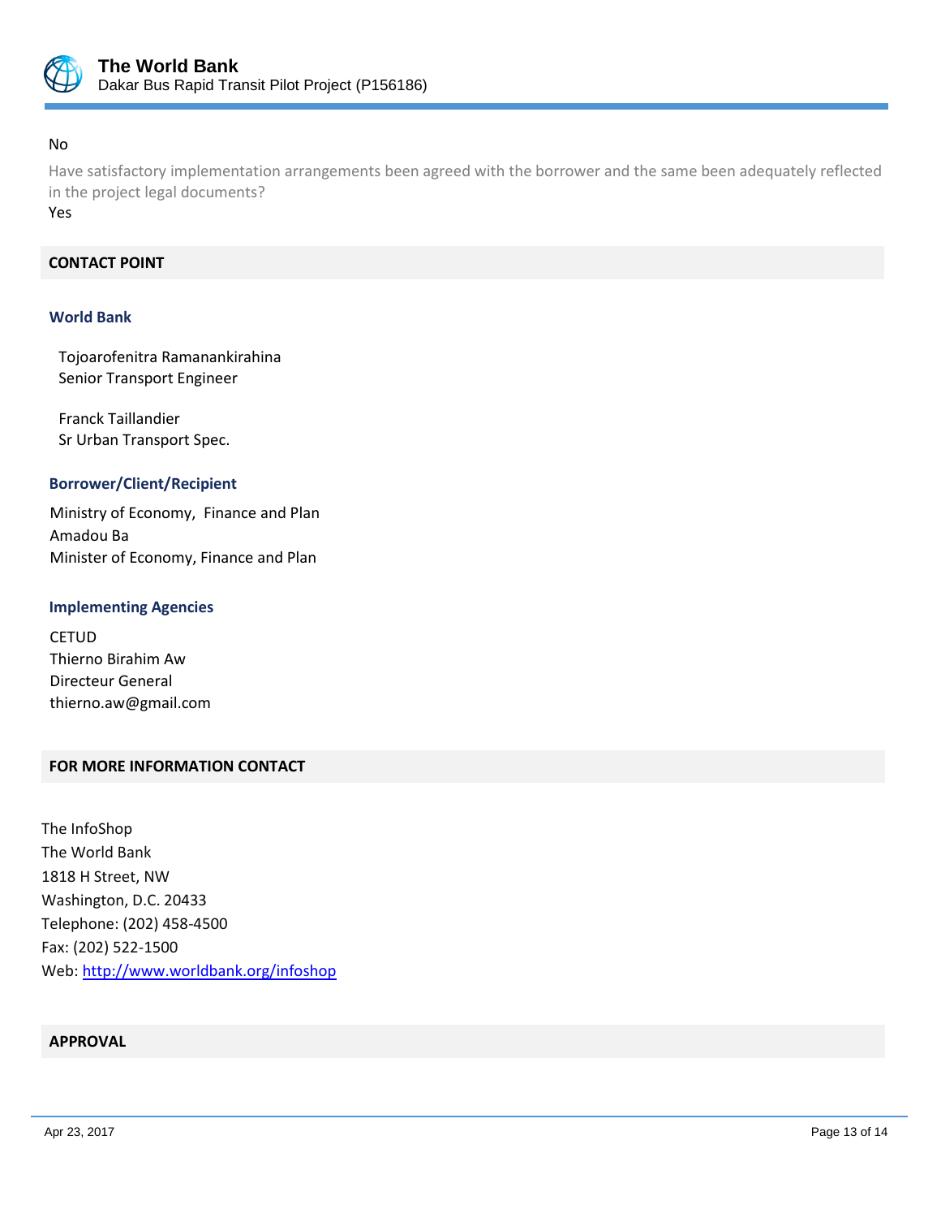No

Have satisfactory implementation arrangements been agreed with the borrower and the same been adequately reflected in the project legal documents?

Yes

## CONTACT POINT

### World Bank

Tojoarofenitra Ramanankirahina
Senior Transport Engineer

Franck Taillandier
Sr Urban Transport Spec.

### Borrower/Client/Recipient

Ministry of Economy, Finance and Plan
Amadou Ba
Minister of Economy, Finance and Plan

### Implementing Agencies

CETUD
Thierno Birahim Aw
Directeur General
thierno.aw@gmail.com

## FOR MORE INFORMATION CONTACT

The InfoShop
The World Bank
1818 H Street, NW
Washington, D.C. 20433
Telephone: (202) 458-4500
Fax: (202) 522-1500
Web: http://www.worldbank.org/infoshop

## APPROVAL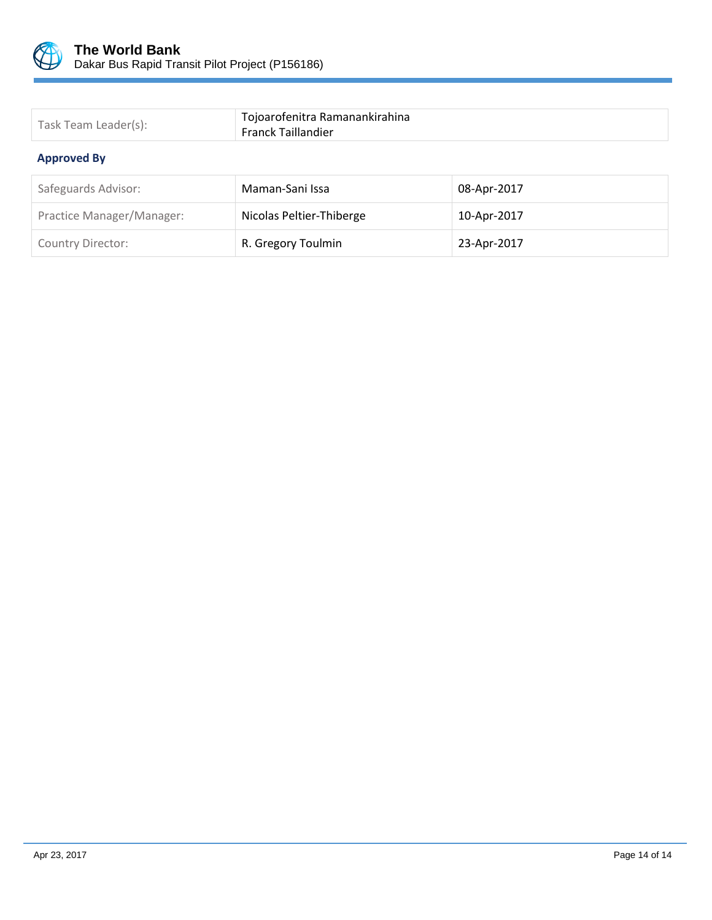| | |
|---|---|
| Task Team Leader(s): | Tojoarofenitra Ramanankirahina<br>Franck Taillandier |

### Approved By

| | | |
|---|---|---|
| Safeguards Advisor: | Maman-Sani Issa | 08-Apr-2017 |
| Practice Manager/Manager: | Nicolas Peltier-Thiberge | 10-Apr-2017 |
| Country Director: | R. Gregory Toulmin | 23-Apr-2017 |